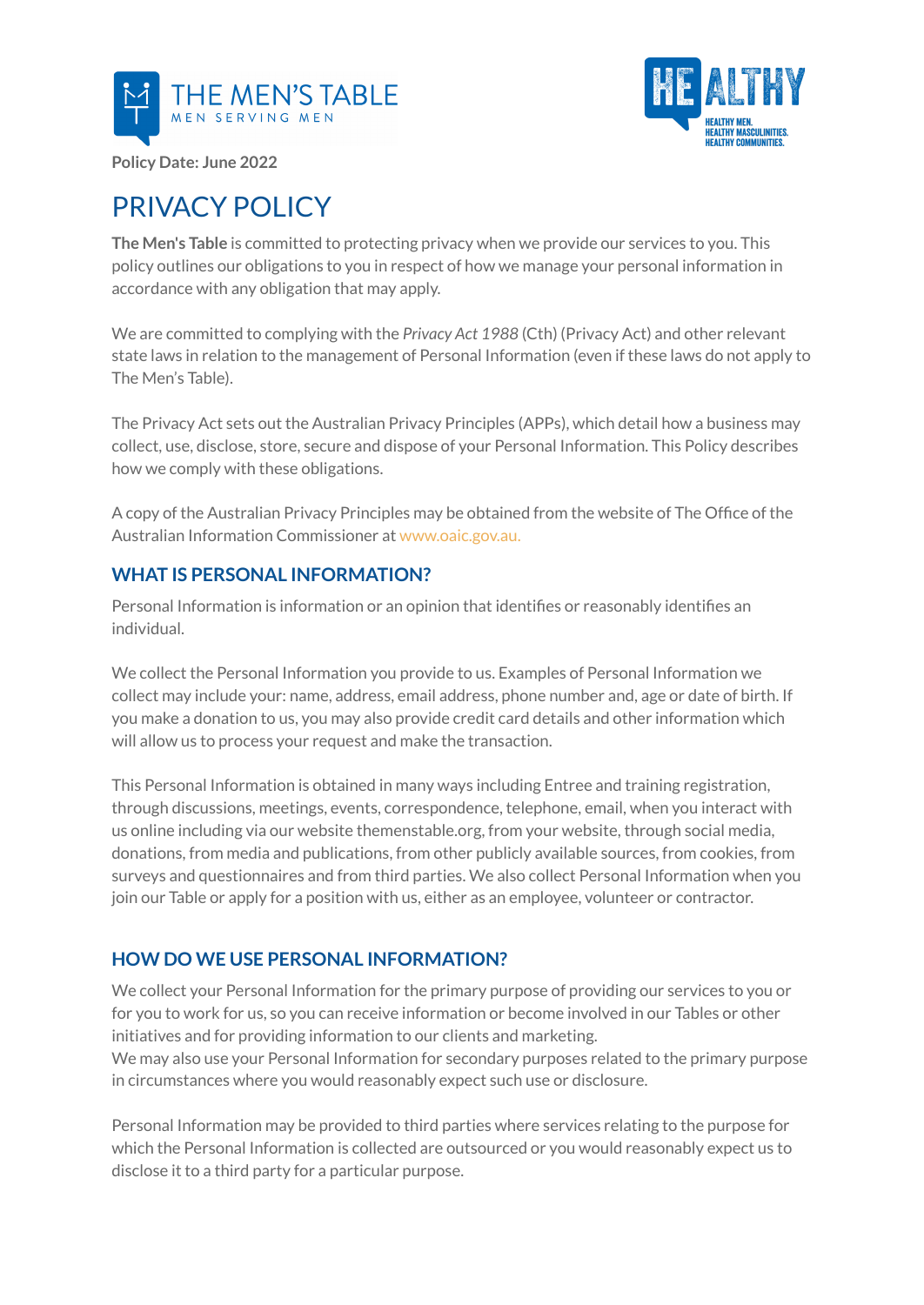THE MEN'S TABLE
MEN SERVING MEN

HEALTHY
HEALTHY MEN. HEALTHY MASCULINITIES. HEALTHY COMMUNITIES.

**Policy Date: June 2022**

# PRIVACY POLICY

**The Men's Table** is committed to protecting privacy when we provide our services to you. This policy outlines our obligations to you in respect of how we manage your personal information in accordance with any obligation that may apply.

We are committed to complying with the *Privacy Act 1988* (Cth) (Privacy Act) and other relevant state laws in relation to the management of Personal Information (even if these laws do not apply to The Men's Table).

The Privacy Act sets out the Australian Privacy Principles (APPs), which detail how a business may collect, use, disclose, store, secure and dispose of your Personal Information. This Policy describes how we comply with these obligations.

A copy of the Australian Privacy Principles may be obtained from the website of The Office of the Australian Information Commissioner at www.oaic.gov.au.

## WHAT IS PERSONAL INFORMATION?

Personal Information is information or an opinion that identifies or reasonably identifies an individual.

We collect the Personal Information you provide to us. Examples of Personal Information we collect may include your: name, address, email address, phone number and, age or date of birth. If you make a donation to us, you may also provide credit card details and other information which will allow us to process your request and make the transaction.

This Personal Information is obtained in many ways including Entree and training registration, through discussions, meetings, events, correspondence, telephone, email, when you interact with us online including via our website themenstable.org, from your website, through social media, donations, from media and publications, from other publicly available sources, from cookies, from surveys and questionnaires and from third parties. We also collect Personal Information when you join our Table or apply for a position with us, either as an employee, volunteer or contractor.

## HOW DO WE USE PERSONAL INFORMATION?

We collect your Personal Information for the primary purpose of providing our services to you or for you to work for us, so you can receive information or become involved in our Tables or other initiatives and for providing information to our clients and marketing.
We may also use your Personal Information for secondary purposes related to the primary purpose in circumstances where you would reasonably expect such use or disclosure.

Personal Information may be provided to third parties where services relating to the purpose for which the Personal Information is collected are outsourced or you would reasonably expect us to disclose it to a third party for a particular purpose.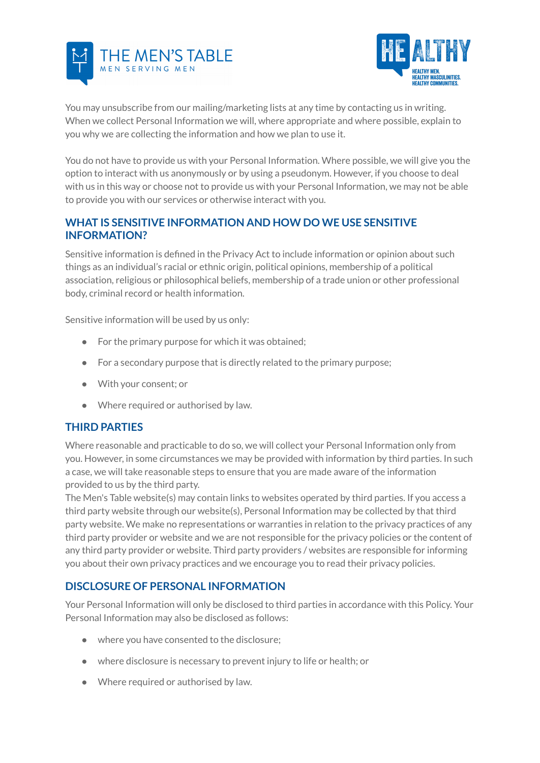You may unsubscribe from our mailing/marketing lists at any time by contacting us in writing. When we collect Personal Information we will, where appropriate and where possible, explain to you why we are collecting the information and how we plan to use it.

You do not have to provide us with your Personal Information. Where possible, we will give you the option to interact with us anonymously or by using a pseudonym. However, if you choose to deal with us in this way or choose not to provide us with your Personal Information, we may not be able to provide you with our services or otherwise interact with you.

## WHAT IS SENSITIVE INFORMATION AND HOW DO WE USE SENSITIVE INFORMATION?

Sensitive information is defined in the Privacy Act to include information or opinion about such things as an individual's racial or ethnic origin, political opinions, membership of a political association, religious or philosophical beliefs, membership of a trade union or other professional body, criminal record or health information.

Sensitive information will be used by us only:

- For the primary purpose for which it was obtained;
- For a secondary purpose that is directly related to the primary purpose;
- With your consent; or
- Where required or authorised by law.

## THIRD PARTIES

Where reasonable and practicable to do so, we will collect your Personal Information only from you. However, in some circumstances we may be provided with information by third parties. In such a case, we will take reasonable steps to ensure that you are made aware of the information provided to us by the third party.
The Men's Table website(s) may contain links to websites operated by third parties. If you access a third party website through our website(s), Personal Information may be collected by that third party website. We make no representations or warranties in relation to the privacy practices of any third party provider or website and we are not responsible for the privacy policies or the content of any third party provider or website. Third party providers / websites are responsible for informing you about their own privacy practices and we encourage you to read their privacy policies.

## DISCLOSURE OF PERSONAL INFORMATION

Your Personal Information will only be disclosed to third parties in accordance with this Policy. Your Personal Information may also be disclosed as follows:

- where you have consented to the disclosure;
- where disclosure is necessary to prevent injury to life or health; or
- Where required or authorised by law.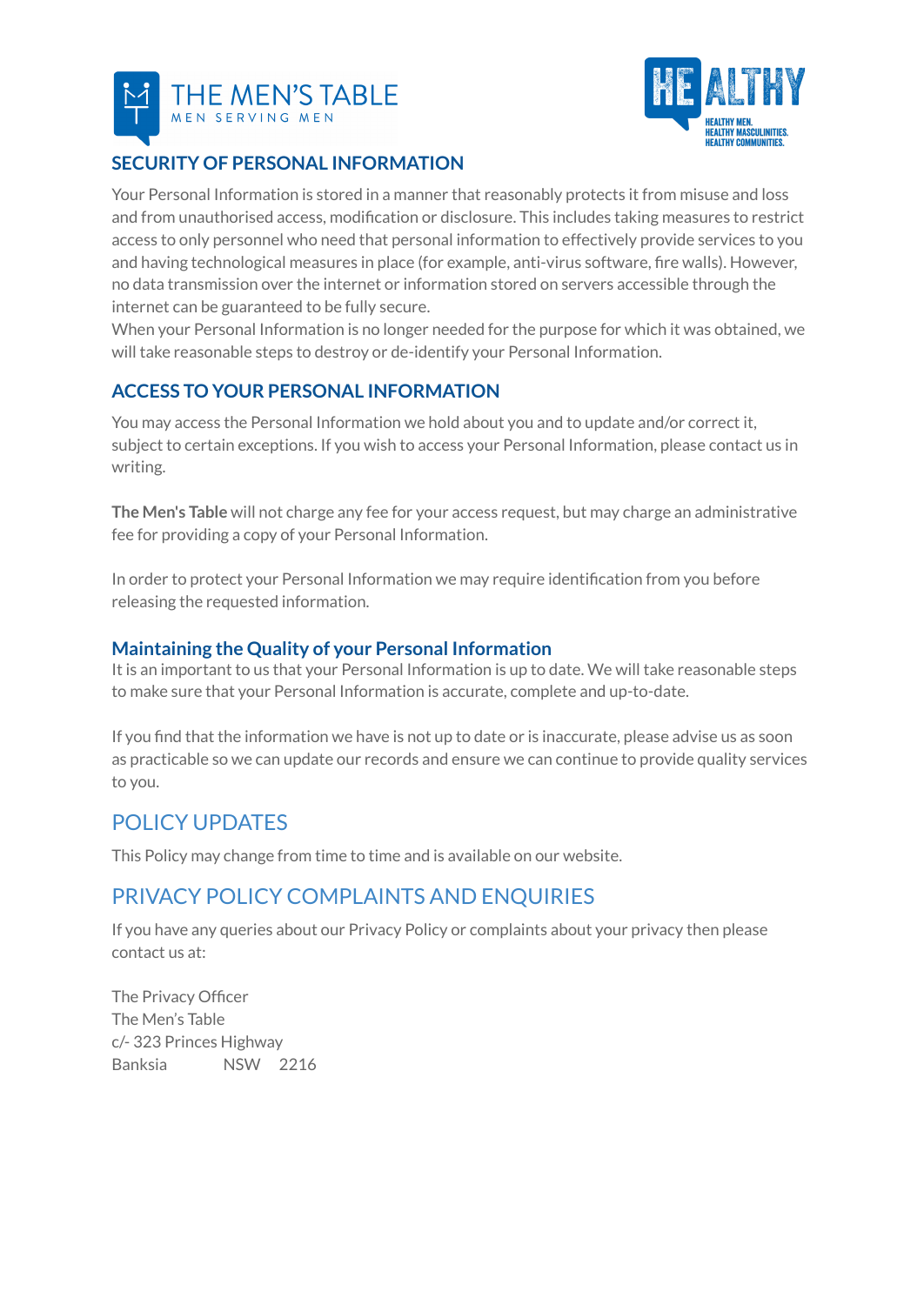## SECURITY OF PERSONAL INFORMATION

Your Personal Information is stored in a manner that reasonably protects it from misuse and loss and from unauthorised access, modification or disclosure. This includes taking measures to restrict access to only personnel who need that personal information to effectively provide services to you and having technological measures in place (for example, anti-virus software, fire walls). However, no data transmission over the internet or information stored on servers accessible through the internet can be guaranteed to be fully secure.
When your Personal Information is no longer needed for the purpose for which it was obtained, we will take reasonable steps to destroy or de-identify your Personal Information.

## ACCESS TO YOUR PERSONAL INFORMATION

You may access the Personal Information we hold about you and to update and/or correct it, subject to certain exceptions. If you wish to access your Personal Information, please contact us in writing.

**The Men's Table** will not charge any fee for your access request, but may charge an administrative fee for providing a copy of your Personal Information.

In order to protect your Personal Information we may require identification from you before releasing the requested information.

### Maintaining the Quality of your Personal Information

It is an important to us that your Personal Information is up to date. We will take reasonable steps to make sure that your Personal Information is accurate, complete and up-to-date.

If you find that the information we have is not up to date or is inaccurate, please advise us as soon as practicable so we can update our records and ensure we can continue to provide quality services to you.

## POLICY UPDATES

This Policy may change from time to time and is available on our website.

## PRIVACY POLICY COMPLAINTS AND ENQUIRIES

If you have any queries about our Privacy Policy or complaints about your privacy then please contact us at:

The Privacy Officer
The Men's Table
c/- 323 Princes Highway
Banksia NSW 2216